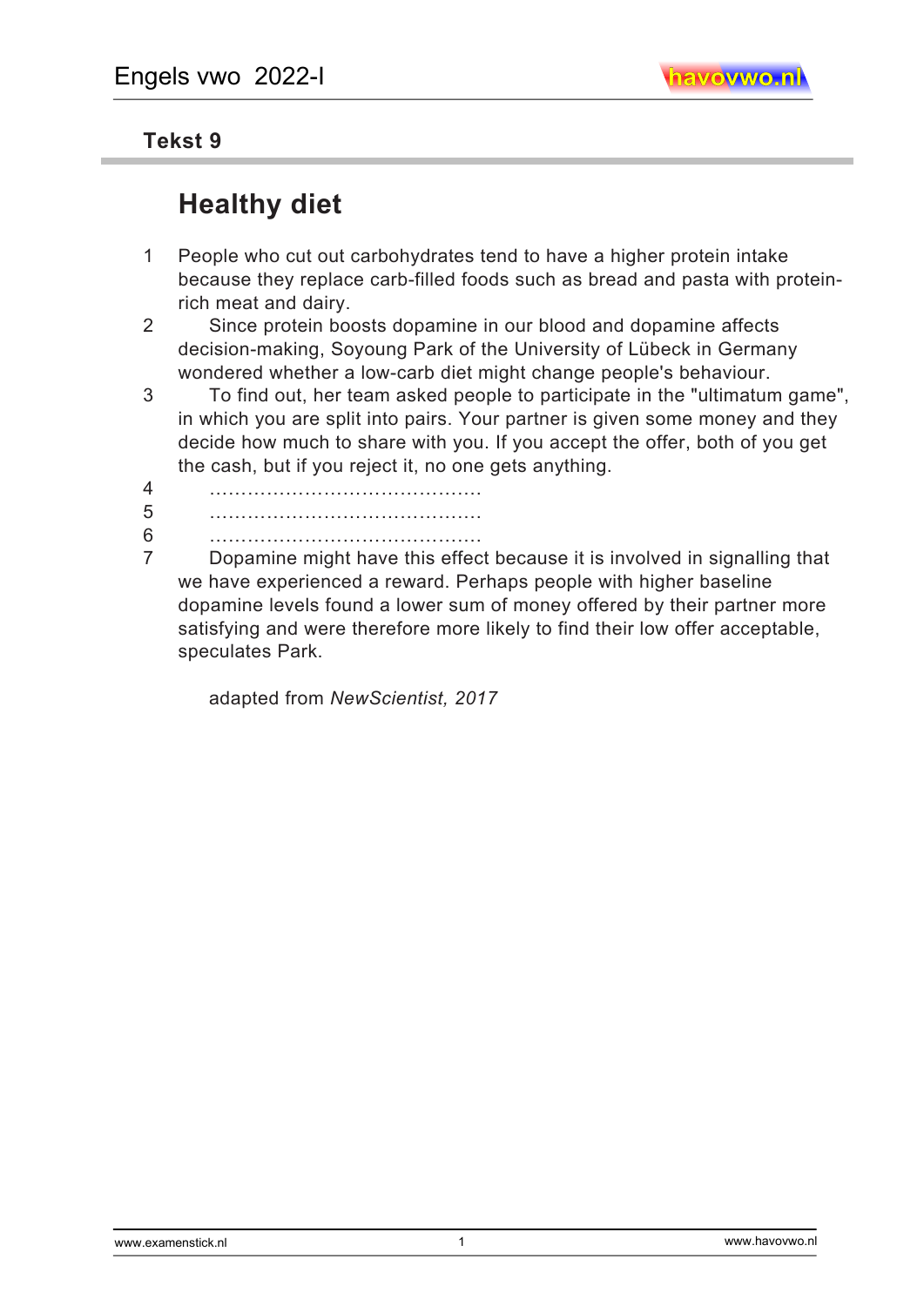## Tekst 9

# Healthy diet

1 People who cut out carbohydrates tend to have a higher protein intake because they replace carb-filled foods such as bread and pasta with protein-rich meat and dairy.

2 Since protein boosts dopamine in our blood and dopamine affects decision-making, Soyoung Park of the University of Lübeck in Germany wondered whether a low-carb diet might change people's behaviour.

3 To find out, her team asked people to participate in the "ultimatum game", in which you are split into pairs. Your partner is given some money and they decide how much to share with you. If you accept the offer, both of you get the cash, but if you reject it, no one gets anything.

4 ……………………………………

5 ……………………………………

6 ……………………………………

7 Dopamine might have this effect because it is involved in signalling that we have experienced a reward. Perhaps people with higher baseline dopamine levels found a lower sum of money offered by their partner more satisfying and were therefore more likely to find their low offer acceptable, speculates Park.

adapted from *NewScientist, 2017*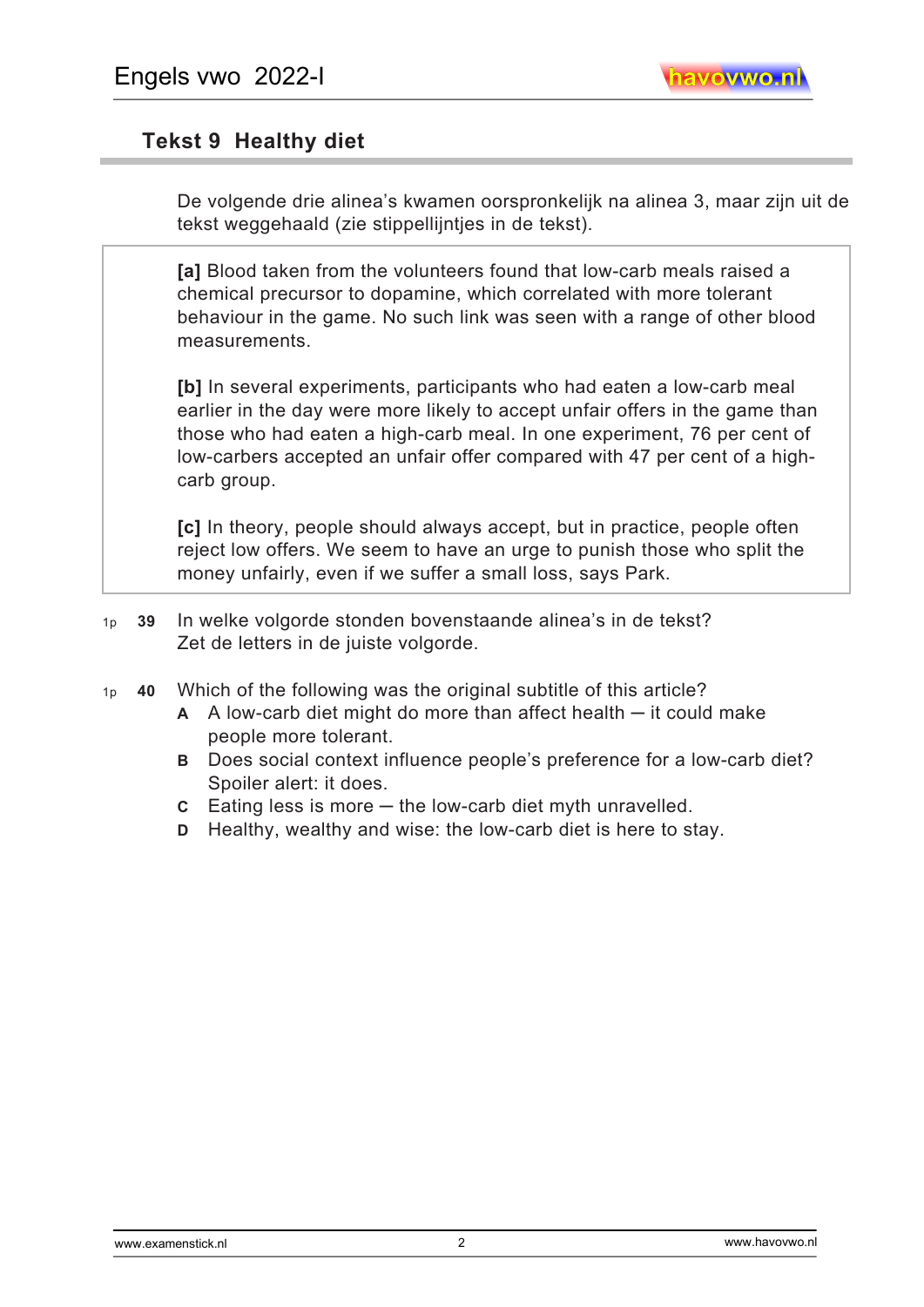## Tekst 9 Healthy diet

De volgende drie alinea's kwamen oorspronkelijk na alinea 3, maar zijn uit de tekst weggehaald (zie stippellijntjes in de tekst).

**[a]** Blood taken from the volunteers found that low-carb meals raised a chemical precursor to dopamine, which correlated with more tolerant behaviour in the game. No such link was seen with a range of other blood measurements.

**[b]** In several experiments, participants who had eaten a low-carb meal earlier in the day were more likely to accept unfair offers in the game than those who had eaten a high-carb meal. In one experiment, 76 per cent of low-carbers accepted an unfair offer compared with 47 per cent of a high-carb group.

**[c]** In theory, people should always accept, but in practice, people often reject low offers. We seem to have an urge to punish those who split the money unfairly, even if we suffer a small loss, says Park.

1p **39** In welke volgorde stonden bovenstaande alinea's in de tekst?
Zet de letters in de juiste volgorde.

1p **40** Which of the following was the original subtitle of this article?

- **A** A low-carb diet might do more than affect health — it could make people more tolerant.
- **B** Does social context influence people's preference for a low-carb diet? Spoiler alert: it does.
- **C** Eating less is more — the low-carb diet myth unravelled.
- **D** Healthy, wealthy and wise: the low-carb diet is here to stay.